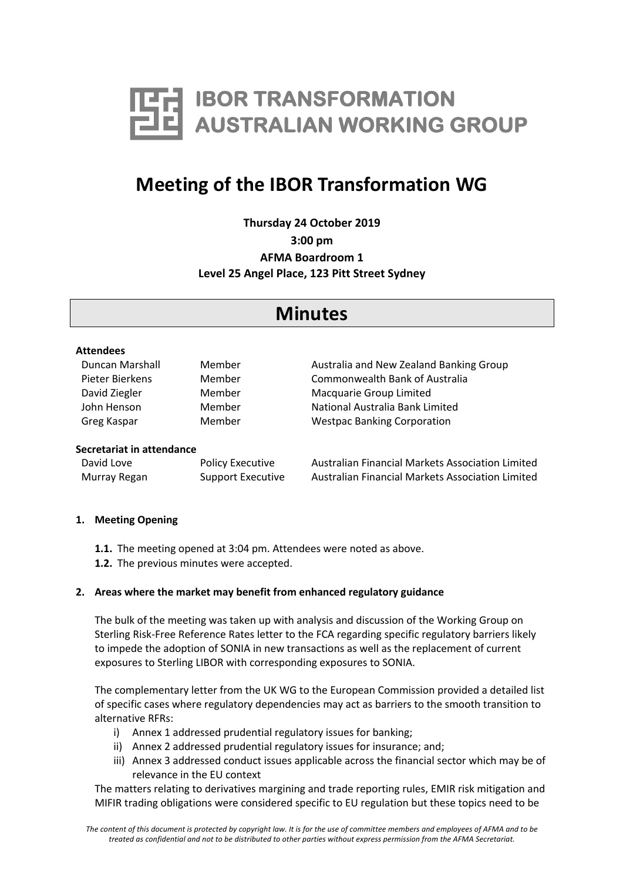# IBOR TRANSFORMATION AUSTRALIAN WORKING GROUP

# Meeting of the IBOR Transformation WG

**Thursday 24 October 2019**
**3:00 pm**
**AFMA Boardroom 1**
**Level 25 Angel Place, 123 Pitt Street Sydney**

## Minutes

**Attendees**

| | | |
|---|---|---|
| Duncan Marshall | Member | Australia and New Zealand Banking Group |
| Pieter Bierkens | Member | Commonwealth Bank of Australia |
| David Ziegler | Member | Macquarie Group Limited |
| John Henson | Member | National Australia Bank Limited |
| Greg Kaspar | Member | Westpac Banking Corporation |

**Secretariat in attendance**

| | | |
|---|---|---|
| David Love | Policy Executive | Australian Financial Markets Association Limited |
| Murray Regan | Support Executive | Australian Financial Markets Association Limited |

**1. Meeting Opening**

**1.1.** The meeting opened at 3:04 pm. Attendees were noted as above.
**1.2.** The previous minutes were accepted.

**2. Areas where the market may benefit from enhanced regulatory guidance**

The bulk of the meeting was taken up with analysis and discussion of the Working Group on Sterling Risk-Free Reference Rates letter to the FCA regarding specific regulatory barriers likely to impede the adoption of SONIA in new transactions as well as the replacement of current exposures to Sterling LIBOR with corresponding exposures to SONIA.

The complementary letter from the UK WG to the European Commission provided a detailed list of specific cases where regulatory dependencies may act as barriers to the smooth transition to alternative RFRs:

i) Annex 1 addressed prudential regulatory issues for banking;
ii) Annex 2 addressed prudential regulatory issues for insurance; and;
iii) Annex 3 addressed conduct issues applicable across the financial sector which may be of relevance in the EU context

The matters relating to derivatives margining and trade reporting rules, EMIR risk mitigation and MIFIR trading obligations were considered specific to EU regulation but these topics need to be

*The content of this document is protected by copyright law. It is for the use of committee members and employees of AFMA and to be treated as confidential and not to be distributed to other parties without express permission from the AFMA Secretariat.*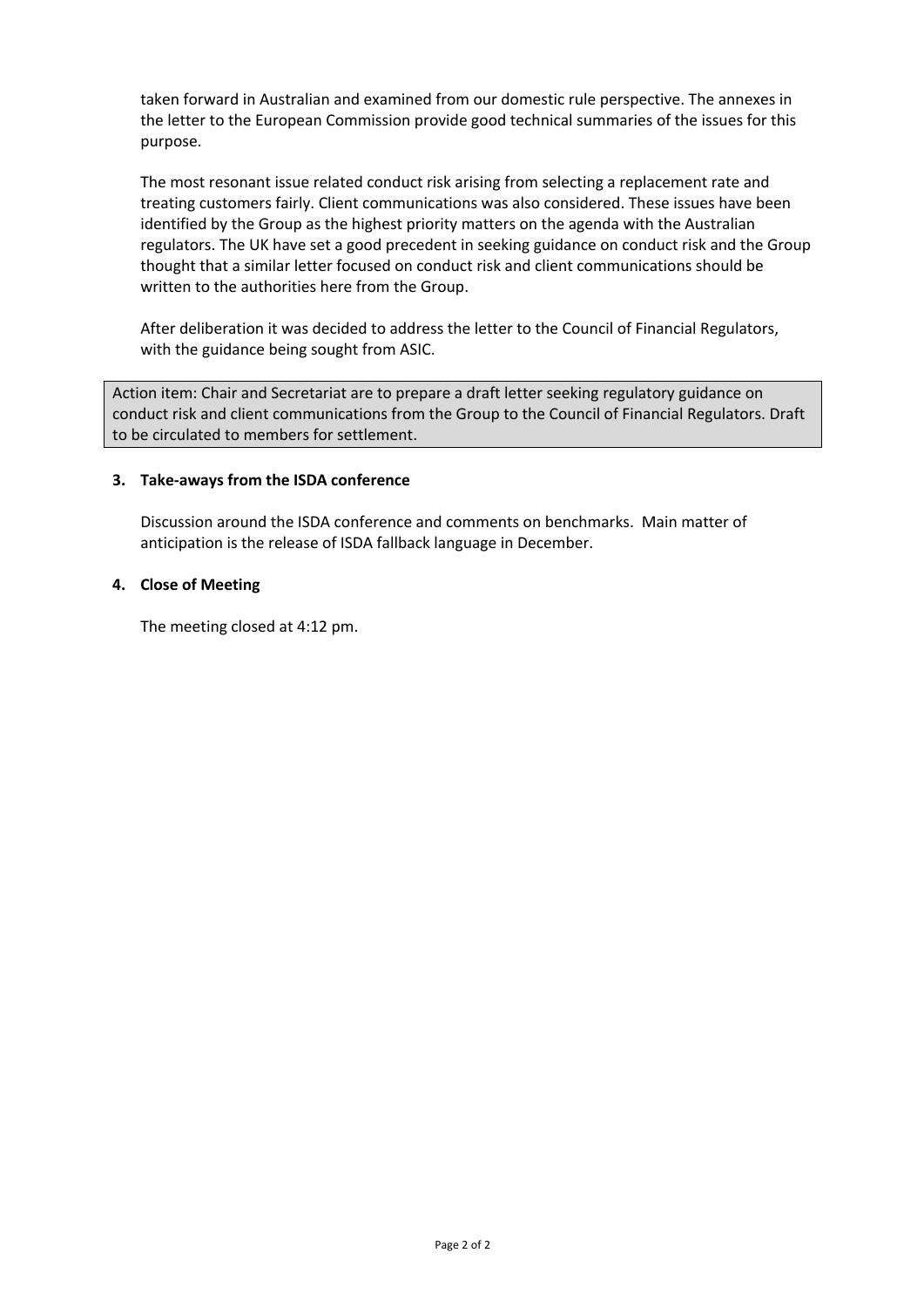taken forward in Australian and examined from our domestic rule perspective. The annexes in the letter to the European Commission provide good technical summaries of the issues for this purpose.

The most resonant issue related conduct risk arising from selecting a replacement rate and treating customers fairly. Client communications was also considered. These issues have been identified by the Group as the highest priority matters on the agenda with the Australian regulators. The UK have set a good precedent in seeking guidance on conduct risk and the Group thought that a similar letter focused on conduct risk and client communications should be written to the authorities here from the Group.

After deliberation it was decided to address the letter to the Council of Financial Regulators, with the guidance being sought from ASIC.

> Action item: Chair and Secretariat are to prepare a draft letter seeking regulatory guidance on conduct risk and client communications from the Group to the Council of Financial Regulators. Draft to be circulated to members for settlement.

**3. Take-aways from the ISDA conference**

Discussion around the ISDA conference and comments on benchmarks. Main matter of anticipation is the release of ISDA fallback language in December.

**4. Close of Meeting**

The meeting closed at 4:12 pm.